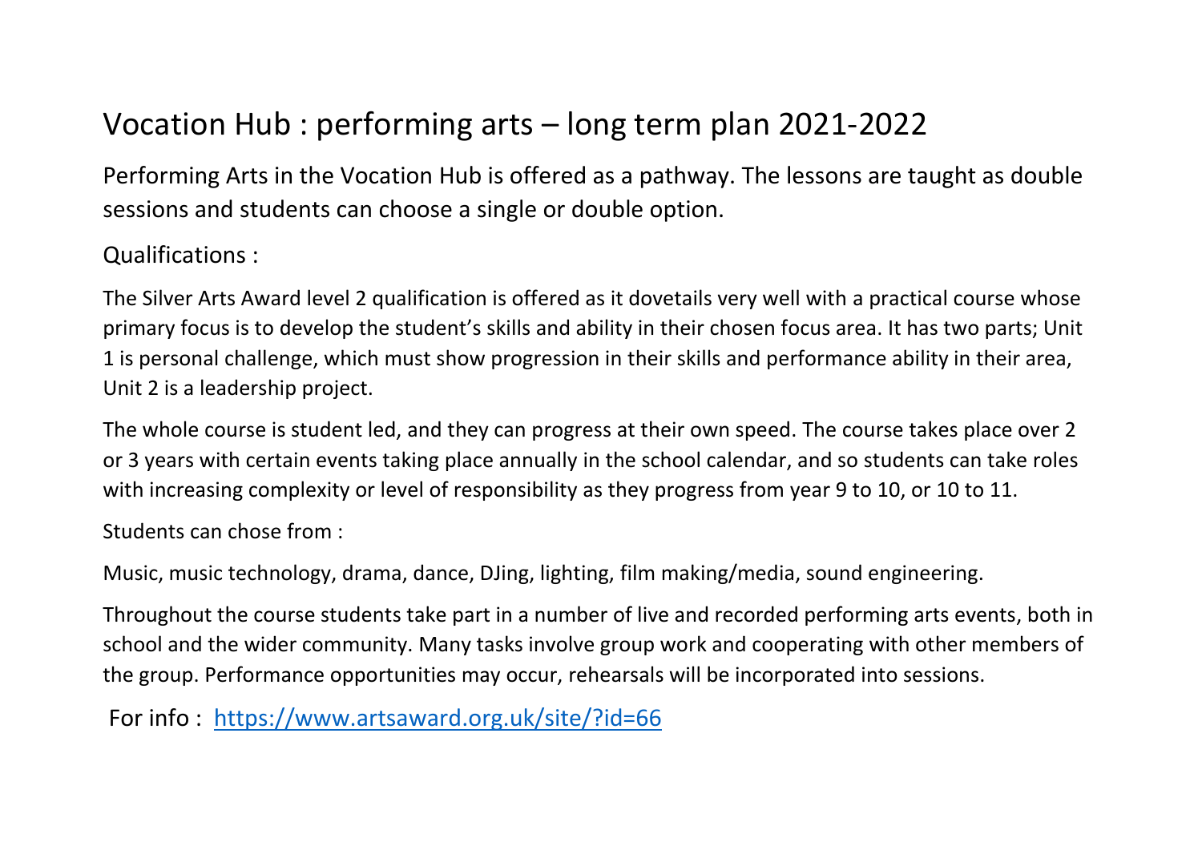# Vocation Hub : performing arts – long term plan 2021-2022

Performing Arts in the Vocation Hub is offered as a pathway. The lessons are taught as double sessions and students can choose a single or double option.

Qualifications :

The Silver Arts Award level 2 qualification is offered as it dovetails very well with a practical course whose primary focus is to develop the student's skills and ability in their chosen focus area. It has two parts; Unit 1 is personal challenge, which must show progression in their skills and performance ability in their area, Unit 2 is a leadership project.

The whole course is student led, and they can progress at their own speed. The course takes place over 2 or 3 years with certain events taking place annually in the school calendar, and so students can take roles with increasing complexity or level of responsibility as they progress from year 9 to 10, or 10 to 11.

Students can chose from :

Music, music technology, drama, dance, DJing, lighting, film making/media, sound engineering.

Throughout the course students take part in a number of live and recorded performing arts events, both in school and the wider community. Many tasks involve group work and cooperating with other members of the group. Performance opportunities may occur, rehearsals will be incorporated into sessions.

For info : [https://www.artsaward.org.uk/site/?id=66](https://www.artsaward.org.uk/site/?id=66)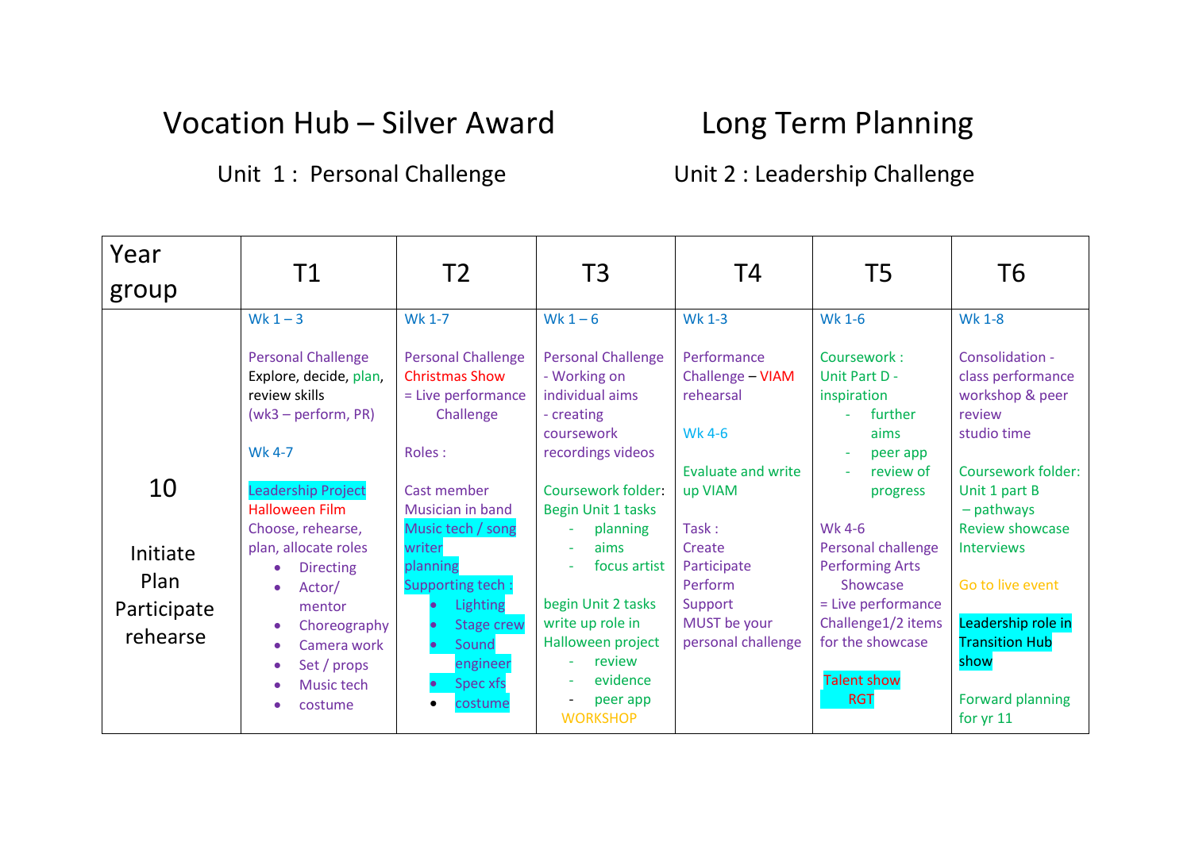# Vocation Hub – Silver Award Long Term Planning

## Unit 1 : Personal Challenge Unit 2 : Leadership Challenge

| Year group | T1 | T2 | T3 | T4 | T5 | T6 |
|---|---|---|---|---|---|---|
| 10<br><br>Initiate<br>Plan<br>Participate<br>rehearse | Wk 1 – 3<br><br>Personal Challenge<br>Explore, decide, plan, review skills<br>(wk3 – perform, PR)<br><br>Wk 4-7<br><br>Leadership Project<br>Halloween Film<br>Choose, rehearse, plan, allocate roles<br>• Directing<br>• Actor/ mentor<br>• Choreography<br>• Camera work<br>• Set / props<br>• Music tech<br>• costume | Wk 1-7<br><br>Personal Challenge<br>Christmas Show<br>= Live performance Challenge<br><br>Roles :<br><br>Cast member<br>Musician in band<br>Music tech / song writer<br>planning<br>Supporting tech :<br>• Lighting<br>• Stage crew<br>• Sound engineer<br>• Spec xfs<br>• costume | Wk 1 – 6<br><br>Personal Challenge<br>- Working on individual aims<br>- creating coursework recordings videos<br><br>Coursework folder: Begin Unit 1 tasks<br>- planning<br>- aims<br>- focus artist<br><br>begin Unit 2 tasks write up role in Halloween project<br>- review<br>- evidence<br>- peer app<br>WORKSHOP | Wk 1-3<br><br>Performance Challenge – VIAM rehearsal<br><br>Wk 4-6<br><br>Evaluate and write up VIAM<br><br>Task :<br>Create<br>Participate<br>Perform<br>Support<br>MUST be your personal challenge | Wk 1-6<br><br>Coursework : Unit Part D - inspiration<br>- further aims<br>- peer app<br>- review of progress<br><br>Wk 4-6<br>Personal challenge Performing Arts Showcase<br>= Live performance Challenge1/2 items for the showcase<br><br>Talent show RGT | Wk 1-8<br><br>Consolidation - class performance workshop & peer review<br>studio time<br><br>Coursework folder: Unit 1 part B – pathways<br>Review showcase<br>Interviews<br><br>Go to live event<br><br>Leadership role in Transition Hub show<br><br>Forward planning for yr 11 |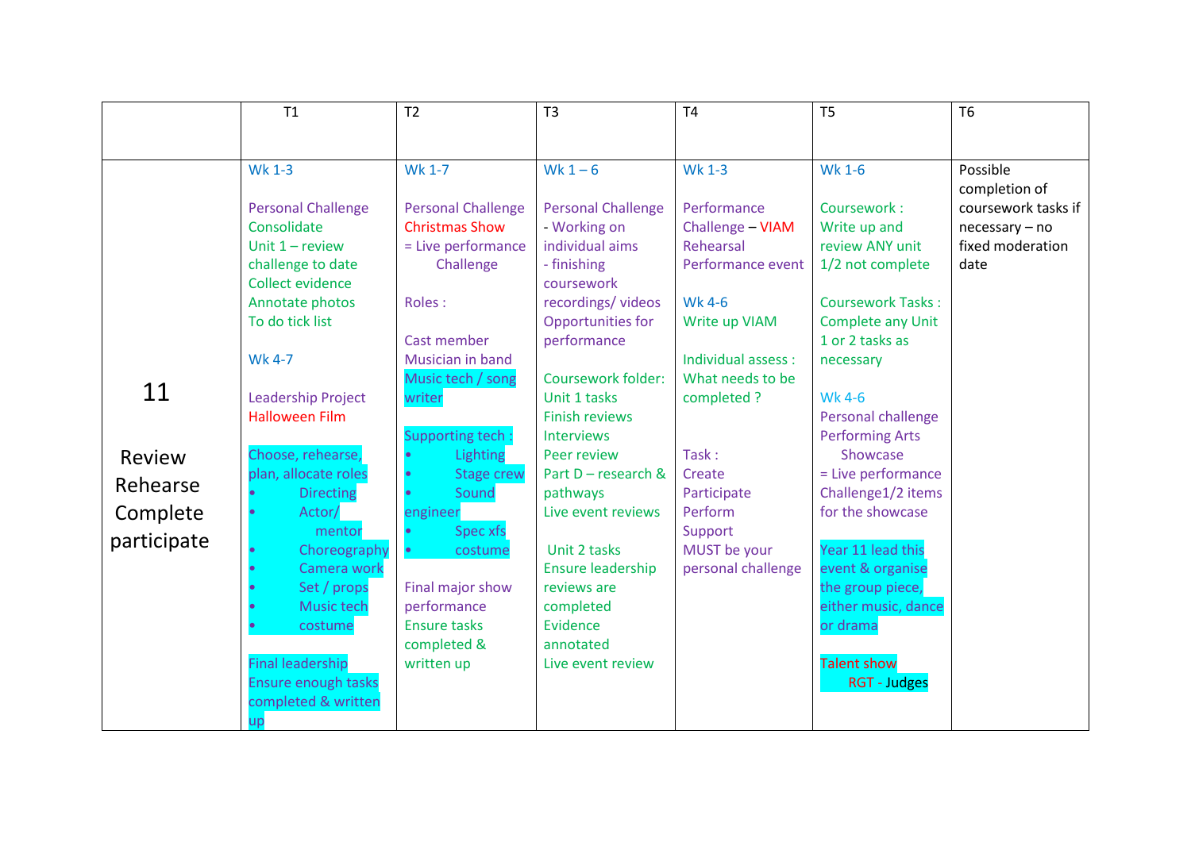| | T1 | T2 | T3 | T4 | T5 | T6 |
|---|---|---|---|---|---|---|
| 11<br><br>Review<br>Rehearse<br>Complete<br>participate | Wk 1-3<br><br>Personal Challenge<br>Consolidate<br>Unit 1 – review challenge to date<br>Collect evidence<br>Annotate photos<br>To do tick list<br><br>Wk 4-7<br><br>Leadership Project<br>Halloween Film<br><br>Choose, rehearse, plan, allocate roles<br>• Directing<br>• Actor/ mentor<br>• Choreography<br>• Camera work<br>• Set / props<br>• Music tech<br>• costume<br><br>Final leadership<br>Ensure enough tasks completed & written up | Wk 1-7<br><br>Personal Challenge<br>Christmas Show<br>= Live performance Challenge<br><br>Roles :<br><br>Cast member<br>Musician in band<br>Music tech / song writer<br><br>Supporting tech :<br>• Lighting<br>• Stage crew<br>• Sound engineer<br>• Spec xfs<br>• costume<br><br>Final major show performance<br>Ensure tasks completed & written up | Wk 1 – 6<br><br>Personal Challenge<br>- Working on individual aims<br>- finishing coursework recordings/ videos<br>Opportunities for performance<br><br>Coursework folder:<br>Unit 1 tasks<br>Finish reviews<br>Interviews<br>Peer review<br>Part D – research & pathways<br>Live event reviews<br><br>Unit 2 tasks<br>Ensure leadership reviews are completed<br>Evidence annotated<br>Live event review | Wk 1-3<br><br>Performance Challenge – VIAM<br>Rehearsal<br>Performance event<br><br>Wk 4-6<br>Write up VIAM<br><br>Individual assess :<br>What needs to be completed ?<br><br>Task :<br>Create<br>Participate<br>Perform<br>Support<br>MUST be your personal challenge | Wk 1-6<br><br>Coursework :<br>Write up and review ANY unit 1/2 not complete<br><br>Coursework Tasks :<br>Complete any Unit 1 or 2 tasks as necessary<br><br>Wk 4-6<br>Personal challenge<br>Performing Arts Showcase<br>= Live performance Challenge1/2 items for the showcase<br><br>Year 11 lead this event & organise the group piece, either music, dance or drama<br><br>Talent show<br>RGT - Judges | Possible completion of coursework tasks if necessary – no fixed moderation date |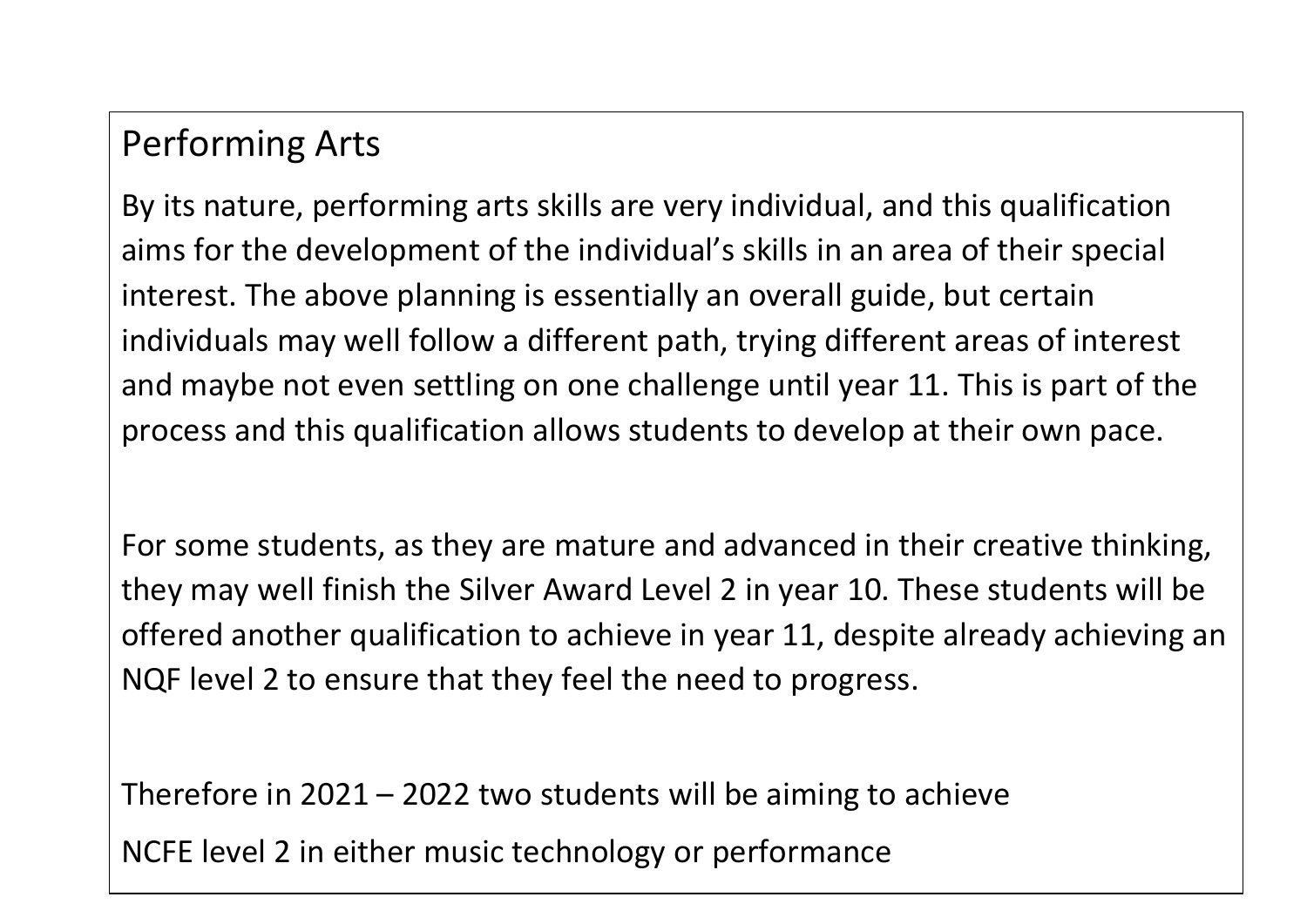## Performing Arts

By its nature, performing arts skills are very individual, and this qualification aims for the development of the individual's skills in an area of their special interest. The above planning is essentially an overall guide, but certain individuals may well follow a different path, trying different areas of interest and maybe not even settling on one challenge until year 11. This is part of the process and this qualification allows students to develop at their own pace.

For some students, as they are mature and advanced in their creative thinking, they may well finish the Silver Award Level 2 in year 10. These students will be offered another qualification to achieve in year 11, despite already achieving an NQF level 2 to ensure that they feel the need to progress.

Therefore in 2021 – 2022 two students will be aiming to achieve

NCFE level 2 in either music technology or performance